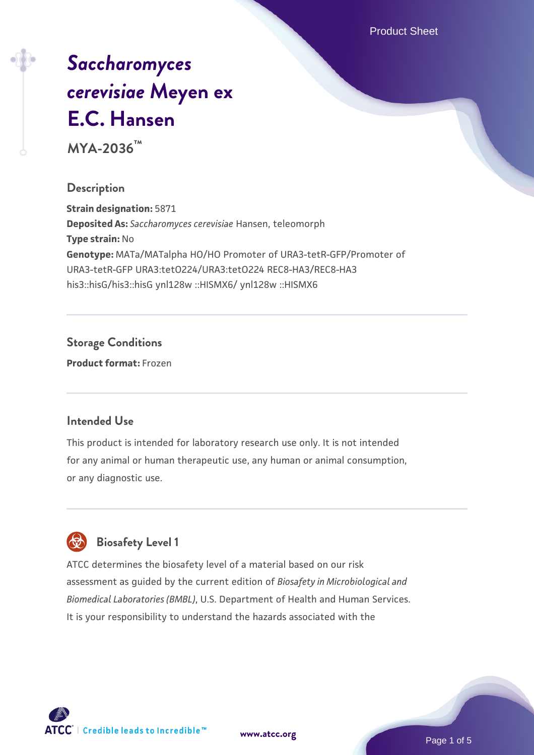# *Saccharomyces cerevisiae* Meyen ex E.C. Hansen

**MYA-2036™**

## Description

**Strain designation:** 5871
**Deposited As:** *Saccharomyces cerevisiae* Hansen, teleomorph
**Type strain:** No
**Genotype:** MATa/MATalpha HO/HO Promoter of URA3-tetR-GFP/Promoter of URA3-tetR-GFP URA3:tetO224/URA3:tetO224 REC8-HA3/REC8-HA3 his3::hisG/his3::hisG ynl128w ::HISMX6/ ynl128w ::HISMX6

## Storage Conditions

**Product format:** Frozen

## Intended Use

This product is intended for laboratory research use only. It is not intended for any animal or human therapeutic use, any human or animal consumption, or any diagnostic use.

## Biosafety Level 1

ATCC determines the biosafety level of a material based on our risk assessment as guided by the current edition of *Biosafety in Microbiological and Biomedical Laboratories (BMBL)*, U.S. Department of Health and Human Services. It is your responsibility to understand the hazards associated with the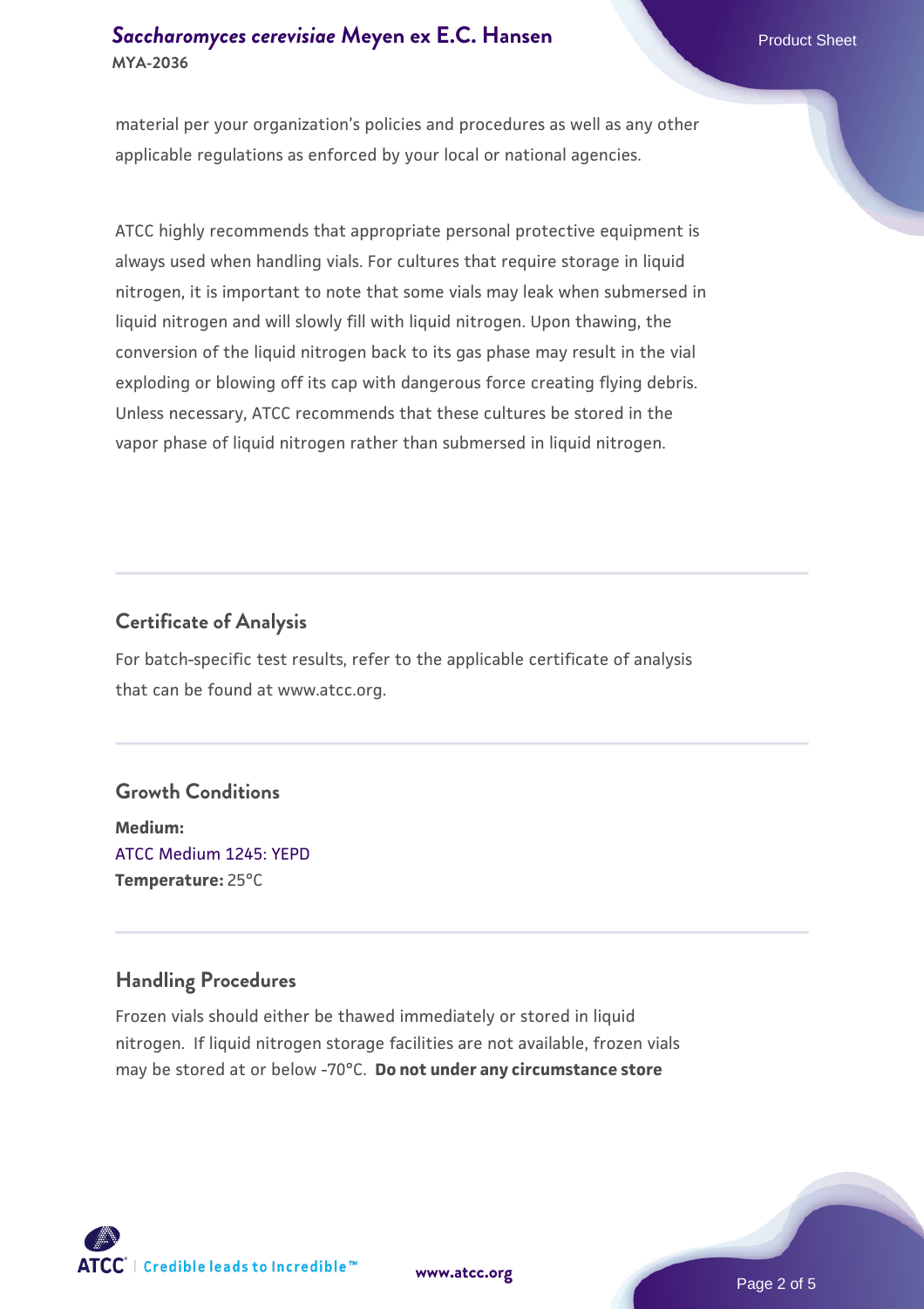material per your organization's policies and procedures as well as any other applicable regulations as enforced by your local or national agencies.

ATCC highly recommends that appropriate personal protective equipment is always used when handling vials. For cultures that require storage in liquid nitrogen, it is important to note that some vials may leak when submersed in liquid nitrogen and will slowly fill with liquid nitrogen. Upon thawing, the conversion of the liquid nitrogen back to its gas phase may result in the vial exploding or blowing off its cap with dangerous force creating flying debris. Unless necessary, ATCC recommends that these cultures be stored in the vapor phase of liquid nitrogen rather than submersed in liquid nitrogen.

## Certificate of Analysis

For batch-specific test results, refer to the applicable certificate of analysis that can be found at www.atcc.org.

## Growth Conditions

**Medium:**
ATCC Medium 1245: YEPD
**Temperature:** 25°C

## Handling Procedures

Frozen vials should either be thawed immediately or stored in liquid nitrogen. If liquid nitrogen storage facilities are not available, frozen vials may be stored at or below -70°C. **Do not under any circumstance store**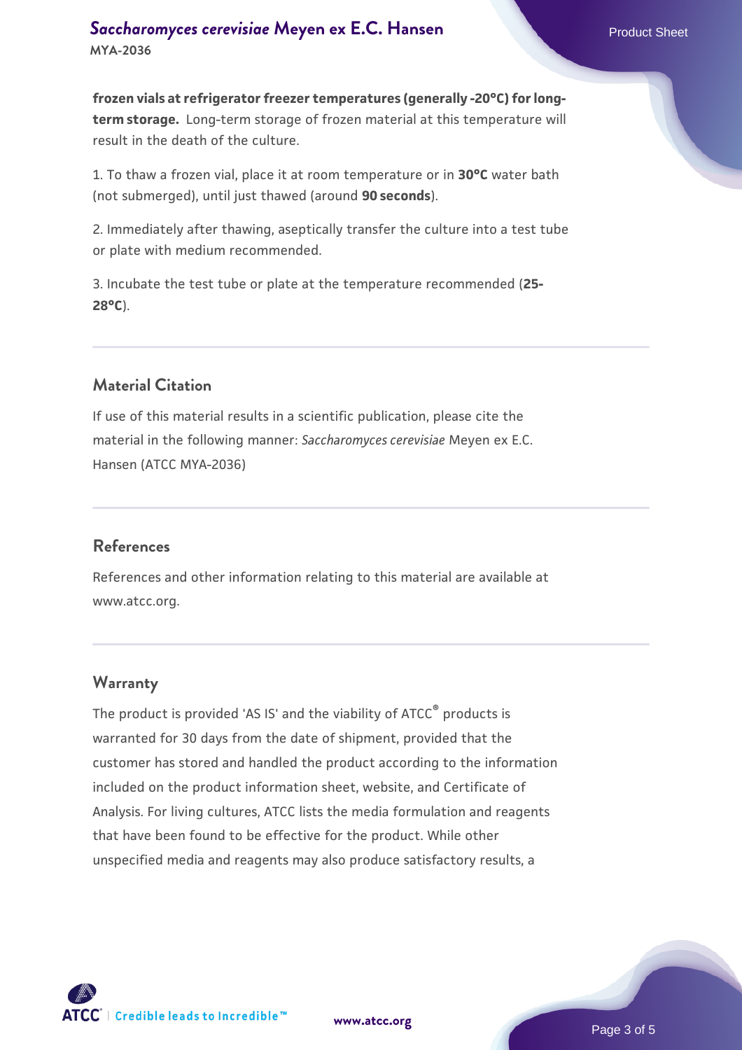**frozen vials at refrigerator freezer temperatures (generally -20°C) for long-term storage.** Long-term storage of frozen material at this temperature will result in the death of the culture.

1. To thaw a frozen vial, place it at room temperature or in **30°C** water bath (not submerged), until just thawed (around **90 seconds**).

2. Immediately after thawing, aseptically transfer the culture into a test tube or plate with medium recommended.

3. Incubate the test tube or plate at the temperature recommended (**25-28°C**).

## Material Citation

If use of this material results in a scientific publication, please cite the material in the following manner: *Saccharomyces cerevisiae* Meyen ex E.C. Hansen (ATCC MYA-2036)

## References

References and other information relating to this material are available at www.atcc.org.

## Warranty

The product is provided 'AS IS' and the viability of ATCC® products is warranted for 30 days from the date of shipment, provided that the customer has stored and handled the product according to the information included on the product information sheet, website, and Certificate of Analysis. For living cultures, ATCC lists the media formulation and reagents that have been found to be effective for the product. While other unspecified media and reagents may also produce satisfactory results, a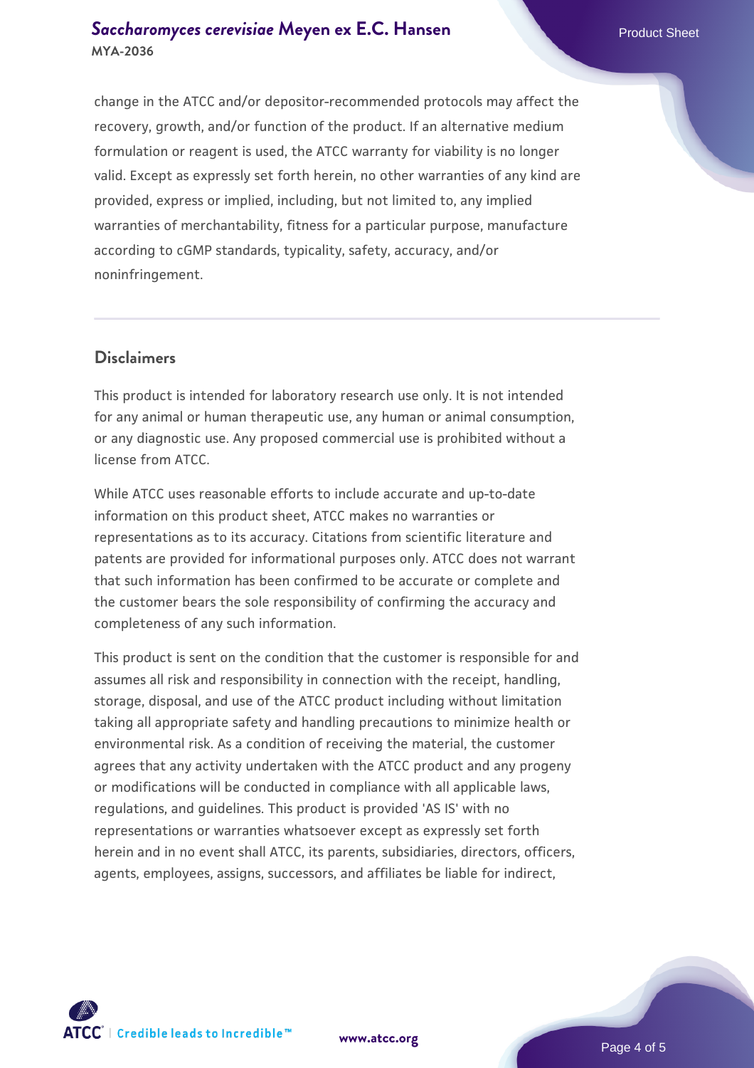change in the ATCC and/or depositor-recommended protocols may affect the recovery, growth, and/or function of the product. If an alternative medium formulation or reagent is used, the ATCC warranty for viability is no longer valid. Except as expressly set forth herein, no other warranties of any kind are provided, express or implied, including, but not limited to, any implied warranties of merchantability, fitness for a particular purpose, manufacture according to cGMP standards, typicality, safety, accuracy, and/or noninfringement.

## Disclaimers

This product is intended for laboratory research use only. It is not intended for any animal or human therapeutic use, any human or animal consumption, or any diagnostic use. Any proposed commercial use is prohibited without a license from ATCC.

While ATCC uses reasonable efforts to include accurate and up-to-date information on this product sheet, ATCC makes no warranties or representations as to its accuracy. Citations from scientific literature and patents are provided for informational purposes only. ATCC does not warrant that such information has been confirmed to be accurate or complete and the customer bears the sole responsibility of confirming the accuracy and completeness of any such information.

This product is sent on the condition that the customer is responsible for and assumes all risk and responsibility in connection with the receipt, handling, storage, disposal, and use of the ATCC product including without limitation taking all appropriate safety and handling precautions to minimize health or environmental risk. As a condition of receiving the material, the customer agrees that any activity undertaken with the ATCC product and any progeny or modifications will be conducted in compliance with all applicable laws, regulations, and guidelines. This product is provided 'AS IS' with no representations or warranties whatsoever except as expressly set forth herein and in no event shall ATCC, its parents, subsidiaries, directors, officers, agents, employees, assigns, successors, and affiliates be liable for indirect,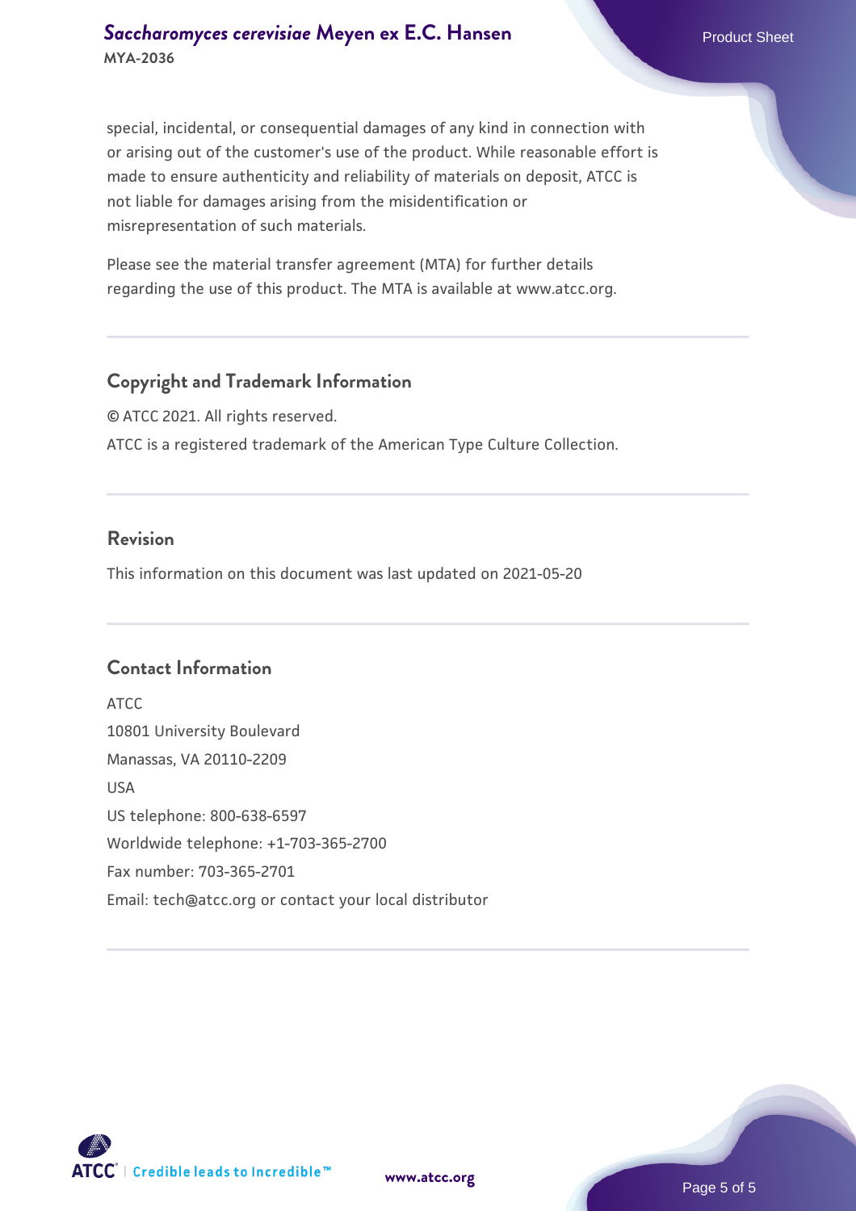special, incidental, or consequential damages of any kind in connection with or arising out of the customer's use of the product. While reasonable effort is made to ensure authenticity and reliability of materials on deposit, ATCC is not liable for damages arising from the misidentification or misrepresentation of such materials.

Please see the material transfer agreement (MTA) for further details regarding the use of this product. The MTA is available at www.atcc.org.

## Copyright and Trademark Information

© ATCC 2021. All rights reserved.

ATCC is a registered trademark of the American Type Culture Collection.

## Revision

This information on this document was last updated on 2021-05-20

## Contact Information

ATCC
10801 University Boulevard
Manassas, VA 20110-2209
USA
US telephone: 800-638-6597
Worldwide telephone: +1-703-365-2700
Fax number: 703-365-2701
Email: tech@atcc.org or contact your local distributor